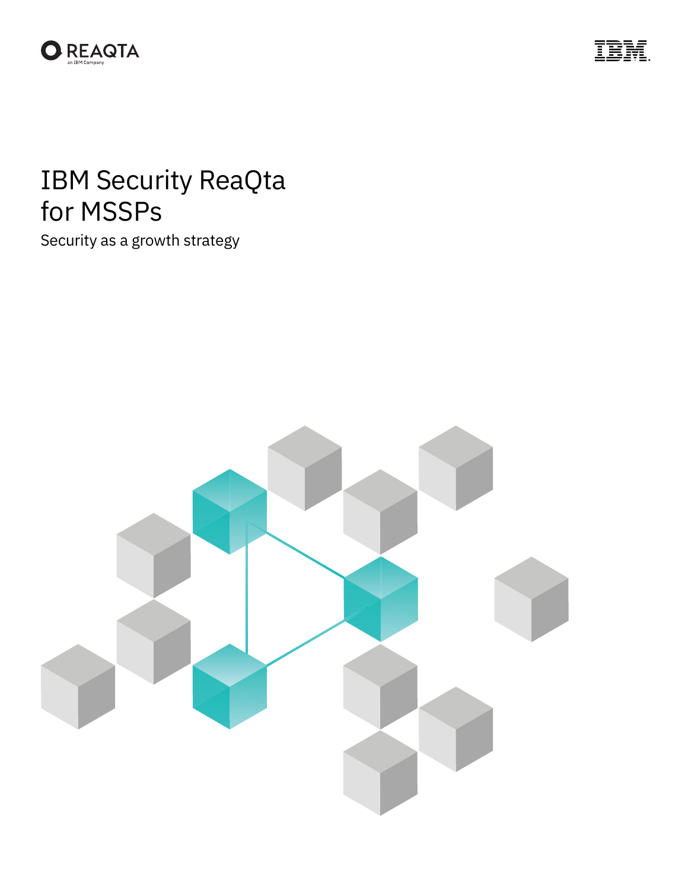# IBM Security ReaQta for MSSPs

Security as a growth strategy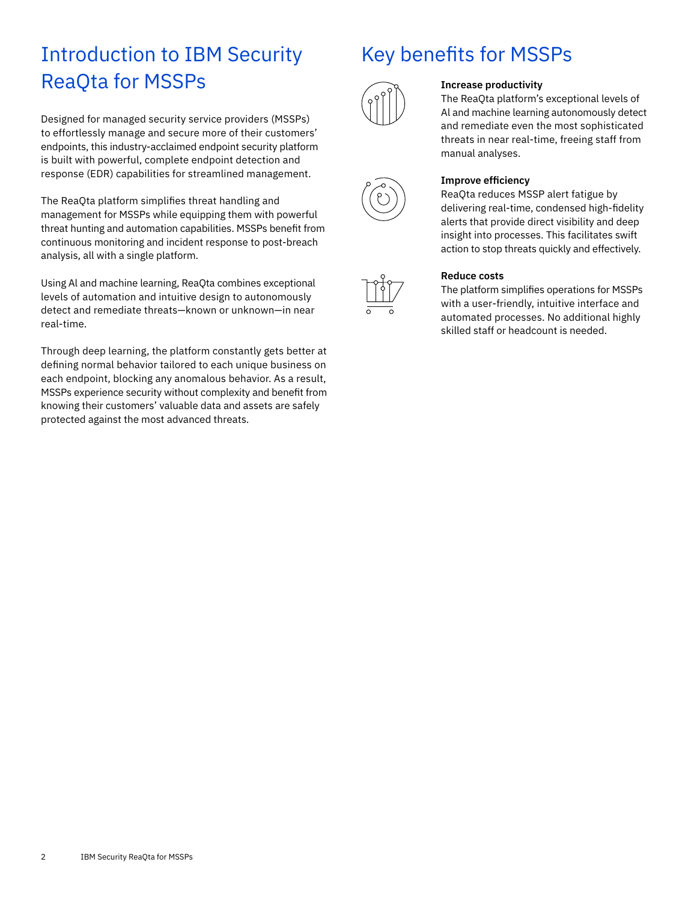# Introduction to IBM Security ReaQta for MSSPs

Designed for managed security service providers (MSSPs) to effortlessly manage and secure more of their customers' endpoints, this industry-acclaimed endpoint security platform is built with powerful, complete endpoint detection and response (EDR) capabilities for streamlined management.

The ReaQta platform simplifies threat handling and management for MSSPs while equipping them with powerful threat hunting and automation capabilities. MSSPs benefit from continuous monitoring and incident response to post-breach analysis, all with a single platform.

Using AI and machine learning, ReaQta combines exceptional levels of automation and intuitive design to autonomously detect and remediate threats—known or unknown—in near real-time.

Through deep learning, the platform constantly gets better at defining normal behavior tailored to each unique business on each endpoint, blocking any anomalous behavior. As a result, MSSPs experience security without complexity and benefit from knowing their customers' valuable data and assets are safely protected against the most advanced threats.

# Key benefits for MSSPs

**Increase productivity**
The ReaQta platform's exceptional levels of AI and machine learning autonomously detect and remediate even the most sophisticated threats in near real-time, freeing staff from manual analyses.

**Improve efficiency**
ReaQta reduces MSSP alert fatigue by delivering real-time, condensed high-fidelity alerts that provide direct visibility and deep insight into processes. This facilitates swift action to stop threats quickly and effectively.

**Reduce costs**
The platform simplifies operations for MSSPs with a user-friendly, intuitive interface and automated processes. No additional highly skilled staff or headcount is needed.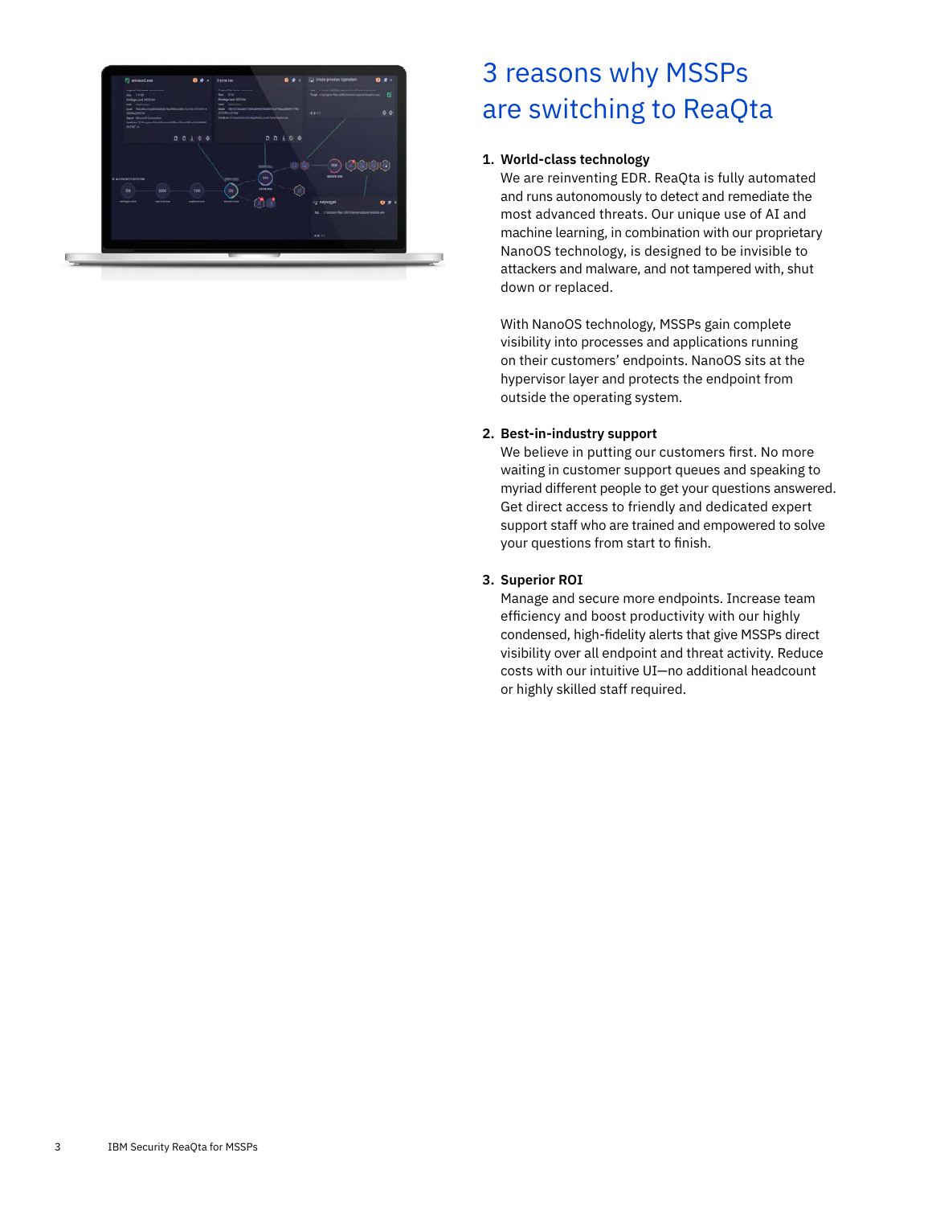# 3 reasons why MSSPs are switching to ReaQta

1. **World-class technology**
   We are reinventing EDR. ReaQta is fully automated and runs autonomously to detect and remediate the most advanced threats. Our unique use of AI and machine learning, in combination with our proprietary NanoOS technology, is designed to be invisible to attackers and malware, and not tampered with, shut down or replaced.

   With NanoOS technology, MSSPs gain complete visibility into processes and applications running on their customers' endpoints. NanoOS sits at the hypervisor layer and protects the endpoint from outside the operating system.

2. **Best-in-industry support**
   We believe in putting our customers first. No more waiting in customer support queues and speaking to myriad different people to get your questions answered. Get direct access to friendly and dedicated expert support staff who are trained and empowered to solve your questions from start to finish.

3. **Superior ROI**
   Manage and secure more endpoints. Increase team efficiency and boost productivity with our highly condensed, high-fidelity alerts that give MSSPs direct visibility over all endpoint and threat activity. Reduce costs with our intuitive UI—no additional headcount or highly skilled staff required.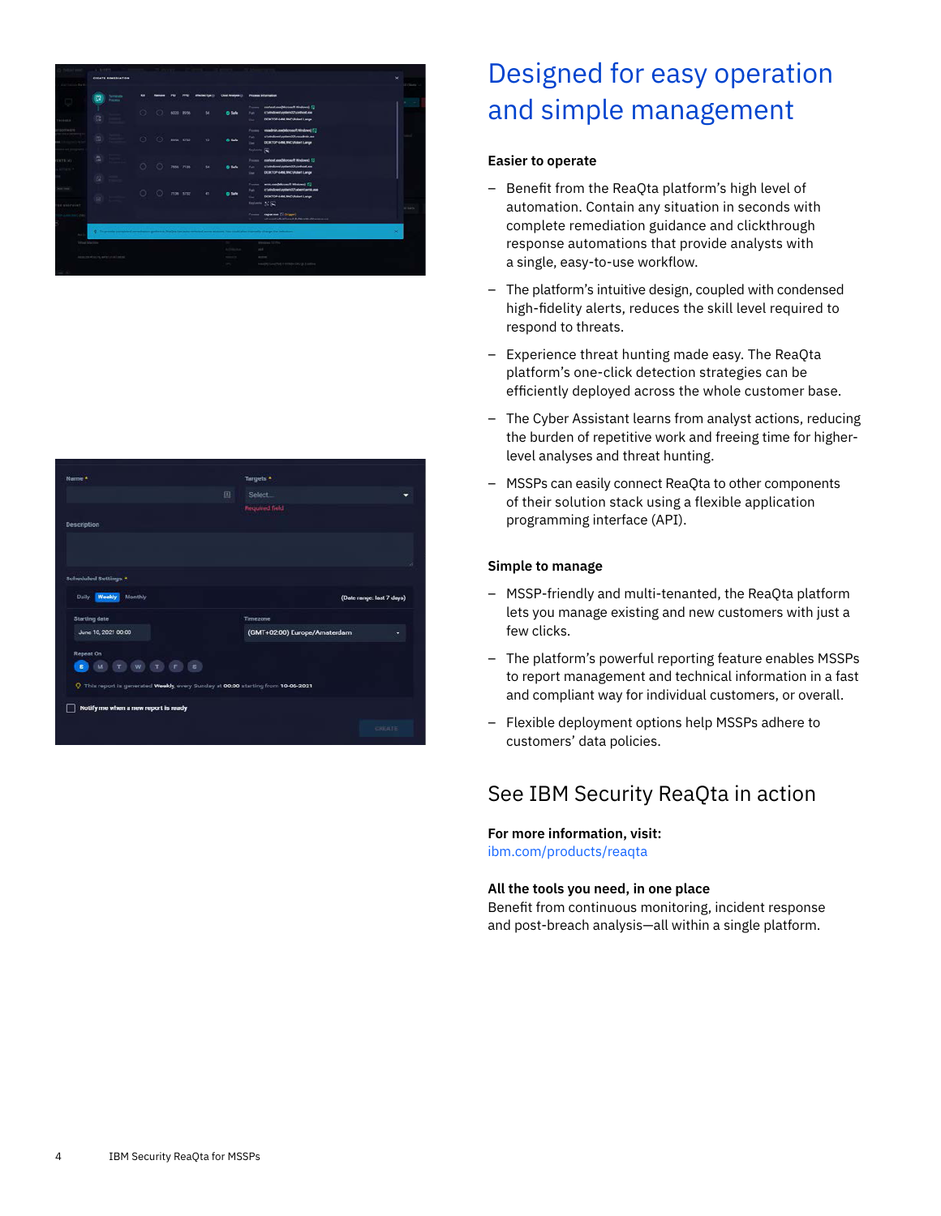# Designed for easy operation and simple management

**Easier to operate**

- Benefit from the ReaQta platform's high level of automation. Contain any situation in seconds with complete remediation guidance and clickthrough response automations that provide analysts with a single, easy-to-use workflow.
- The platform's intuitive design, coupled with condensed high-fidelity alerts, reduces the skill level required to respond to threats.
- Experience threat hunting made easy. The ReaQta platform's one-click detection strategies can be efficiently deployed across the whole customer base.
- The Cyber Assistant learns from analyst actions, reducing the burden of repetitive work and freeing time for higher-level analyses and threat hunting.
- MSSPs can easily connect ReaQta to other components of their solution stack using a flexible application programming interface (API).

**Simple to manage**

- MSSP-friendly and multi-tenanted, the ReaQta platform lets you manage existing and new customers with just a few clicks.
- The platform's powerful reporting feature enables MSSPs to report management and technical information in a fast and compliant way for individual customers, or overall.
- Flexible deployment options help MSSPs adhere to customers' data policies.

## See IBM Security ReaQta in action

**For more information, visit:**
ibm.com/products/reaqta

**All the tools you need, in one place**
Benefit from continuous monitoring, incident response and post-breach analysis—all within a single platform.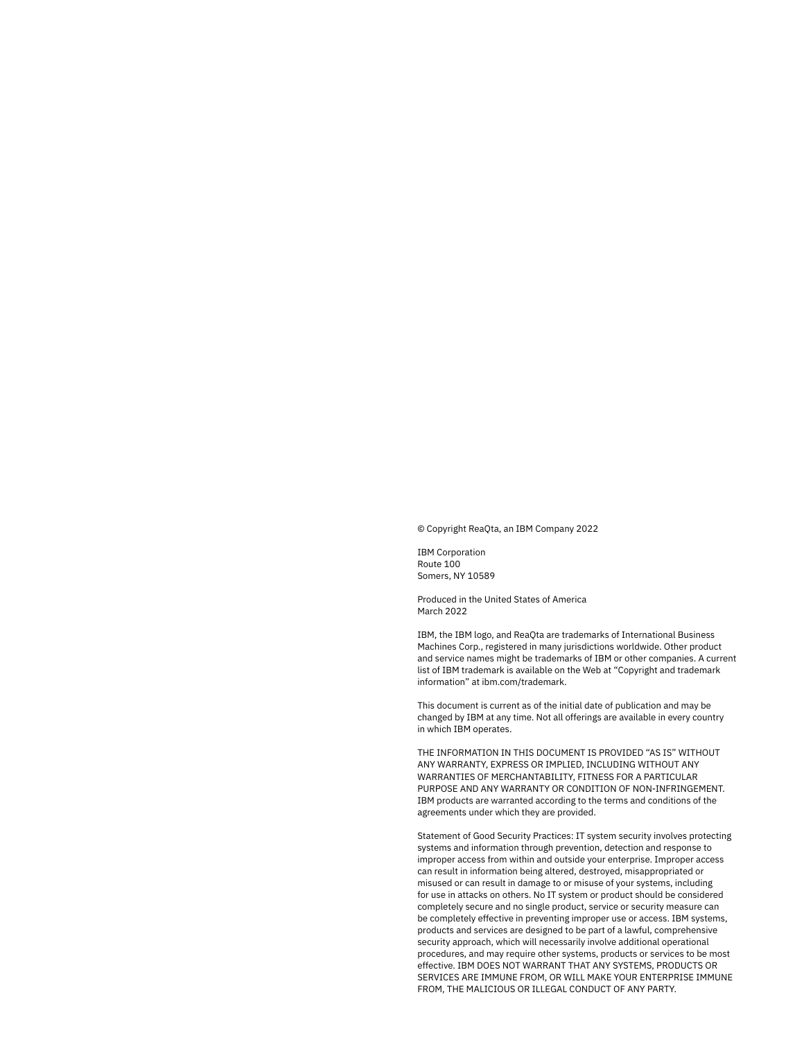© Copyright ReaQta, an IBM Company 2022

IBM Corporation
Route 100
Somers, NY 10589

Produced in the United States of America
March 2022

IBM, the IBM logo, and ReaQta are trademarks of International Business Machines Corp., registered in many jurisdictions worldwide. Other product and service names might be trademarks of IBM or other companies. A current list of IBM trademark is available on the Web at "Copyright and trademark information" at ibm.com/trademark.

This document is current as of the initial date of publication and may be changed by IBM at any time. Not all offerings are available in every country in which IBM operates.

THE INFORMATION IN THIS DOCUMENT IS PROVIDED "AS IS" WITHOUT ANY WARRANTY, EXPRESS OR IMPLIED, INCLUDING WITHOUT ANY WARRANTIES OF MERCHANTABILITY, FITNESS FOR A PARTICULAR PURPOSE AND ANY WARRANTY OR CONDITION OF NON-INFRINGEMENT. IBM products are warranted according to the terms and conditions of the agreements under which they are provided.

Statement of Good Security Practices: IT system security involves protecting systems and information through prevention, detection and response to improper access from within and outside your enterprise. Improper access can result in information being altered, destroyed, misappropriated or misused or can result in damage to or misuse of your systems, including for use in attacks on others. No IT system or product should be considered completely secure and no single product, service or security measure can be completely effective in preventing improper use or access. IBM systems, products and services are designed to be part of a lawful, comprehensive security approach, which will necessarily involve additional operational procedures, and may require other systems, products or services to be most effective. IBM DOES NOT WARRANT THAT ANY SYSTEMS, PRODUCTS OR SERVICES ARE IMMUNE FROM, OR WILL MAKE YOUR ENTERPRISE IMMUNE FROM, THE MALICIOUS OR ILLEGAL CONDUCT OF ANY PARTY.